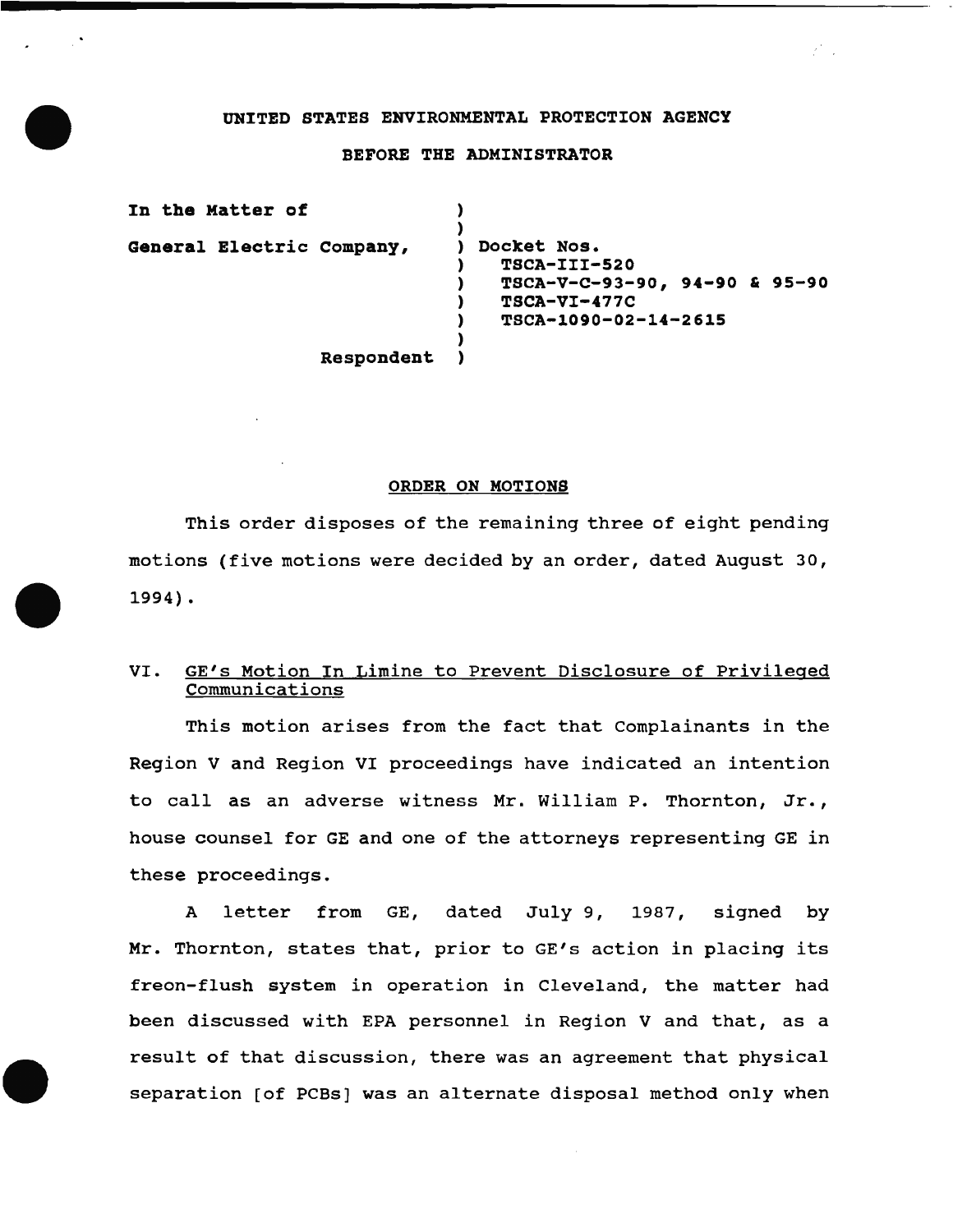**UNITED STATES ENVIRONMENTAL PROTECTION AGENCY**

**BEFORE THE ADMINISTRATOR**

| | | |
|---|---|---|
| **In the Matter of** | ) | |
| | ) | |
| **General Electric Company,** | ) | **Docket Nos.** |
| | ) | **TSCA-III-520** |
| | ) | **TSCA-V-C-93-90, 94-90 & 95-90** |
| | ) | **TSCA-VI-477C** |
| | ) | **TSCA-1090-02-14-2615** |
| | ) | |
| **Respondent** | ) | |

**ORDER ON MOTIONS**

This order disposes of the remaining three of eight pending motions (five motions were decided by an order, dated August 30, 1994).

## VI. GE's Motion In Limine to Prevent Disclosure of Privileged Communications

This motion arises from the fact that Complainants in the Region V and Region VI proceedings have indicated an intention to call as an adverse witness Mr. William P. Thornton, Jr., house counsel for GE and one of the attorneys representing GE in these proceedings.

A letter from GE, dated July 9, 1987, signed by Mr. Thornton, states that, prior to GE's action in placing its freon-flush system in operation in Cleveland, the matter had been discussed with EPA personnel in Region V and that, as a result of that discussion, there was an agreement that physical separation [of PCBs] was an alternate disposal method only when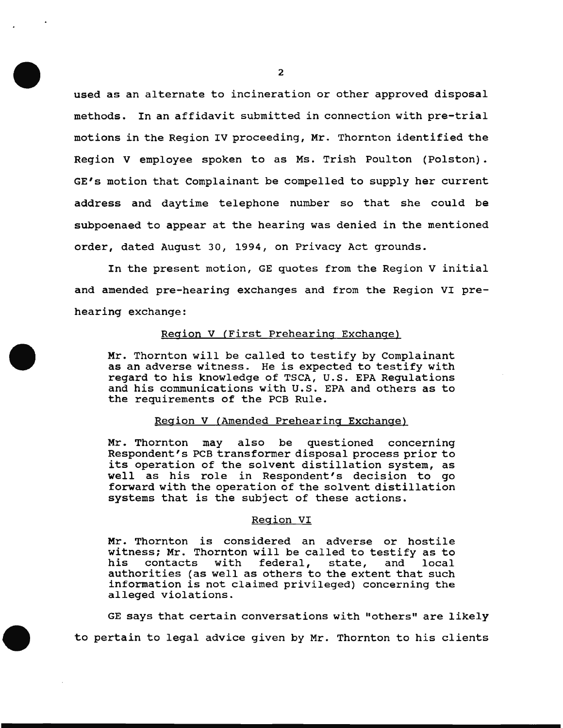used as an alternate to incineration or other approved disposal methods. In an affidavit submitted in connection with pre-trial motions in the Region IV proceeding, Mr. Thornton identified the Region V employee spoken to as Ms. Trish Poulton (Polston). GE's motion that Complainant be compelled to supply her current address and daytime telephone number so that she could be subpoenaed to appear at the hearing was denied in the mentioned order, dated August 30, 1994, on Privacy Act grounds.

In the present motion, GE quotes from the Region V initial and amended pre-hearing exchanges and from the Region VI pre-hearing exchange:

<u>Region V (First Prehearing Exchange)</u>

> Mr. Thornton will be called to testify by Complainant as an adverse witness. He is expected to testify with regard to his knowledge of TSCA, U.S. EPA Regulations and his communications with U.S. EPA and others as to the requirements of the PCB Rule.

<u>Region V (Amended Prehearing Exchange)</u>

> Mr. Thornton may also be questioned concerning Respondent's PCB transformer disposal process prior to its operation of the solvent distillation system, as well as his role in Respondent's decision to go forward with the operation of the solvent distillation systems that is the subject of these actions.

<u>Region VI</u>

> Mr. Thornton is considered an adverse or hostile witness; Mr. Thornton will be called to testify as to his contacts with federal, state, and local authorities (as well as others to the extent that such information is not claimed privileged) concerning the alleged violations.

GE says that certain conversations with "others" are likely to pertain to legal advice given by Mr. Thornton to his clients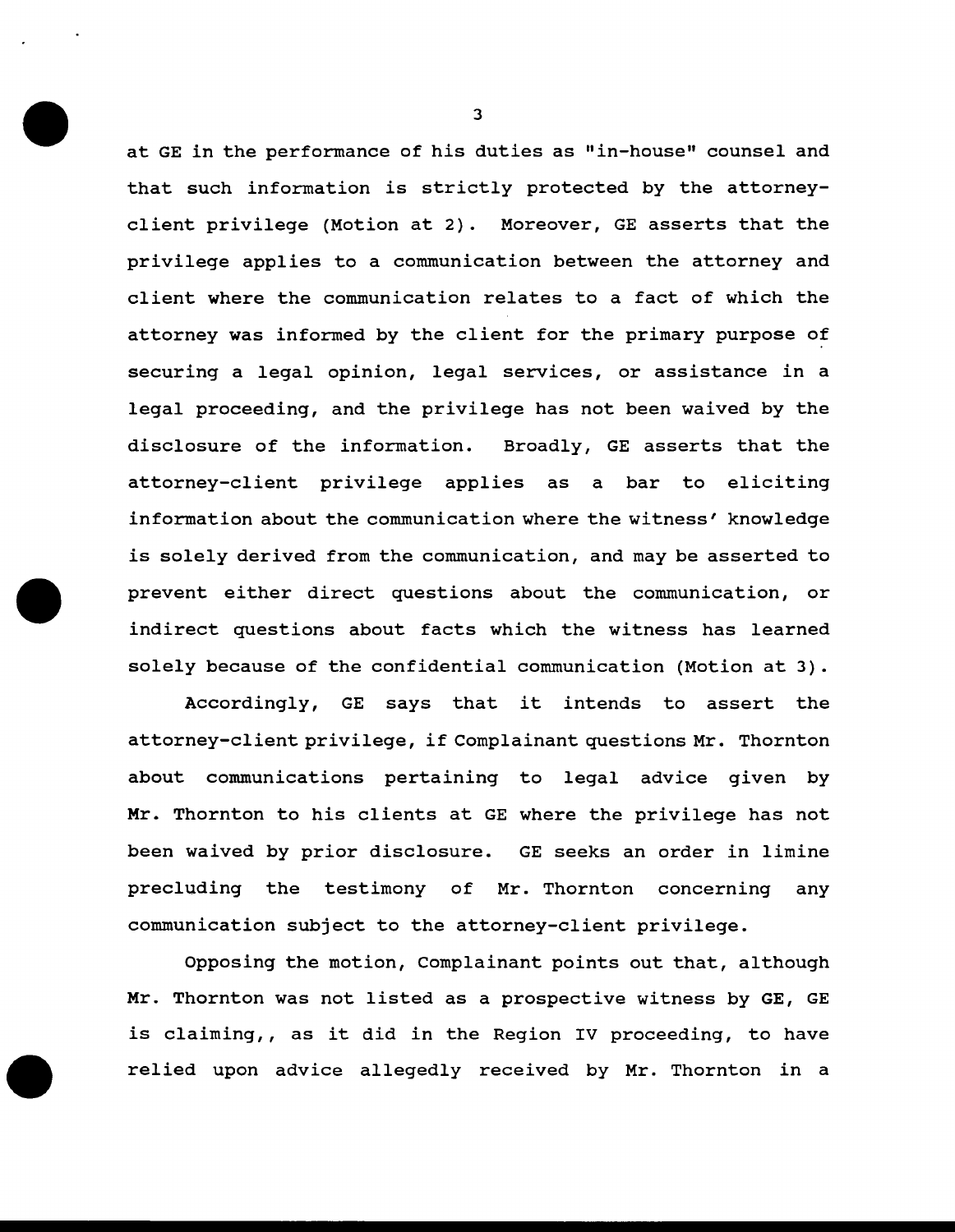at GE in the performance of his duties as "in-house" counsel and that such information is strictly protected by the attorney-client privilege (Motion at 2). Moreover, GE asserts that the privilege applies to a communication between the attorney and client where the communication relates to a fact of which the attorney was informed by the client for the primary purpose of securing a legal opinion, legal services, or assistance in a legal proceeding, and the privilege has not been waived by the disclosure of the information. Broadly, GE asserts that the attorney-client privilege applies as a bar to eliciting information about the communication where the witness' knowledge is solely derived from the communication, and may be asserted to prevent either direct questions about the communication, or indirect questions about facts which the witness has learned solely because of the confidential communication (Motion at 3).

Accordingly, GE says that it intends to assert the attorney-client privilege, if Complainant questions Mr. Thornton about communications pertaining to legal advice given by Mr. Thornton to his clients at GE where the privilege has not been waived by prior disclosure. GE seeks an order in limine precluding the testimony of Mr. Thornton concerning any communication subject to the attorney-client privilege.

Opposing the motion, Complainant points out that, although Mr. Thornton was not listed as a prospective witness by GE, GE is claiming,, as it did in the Region IV proceeding, to have relied upon advice allegedly received by Mr. Thornton in a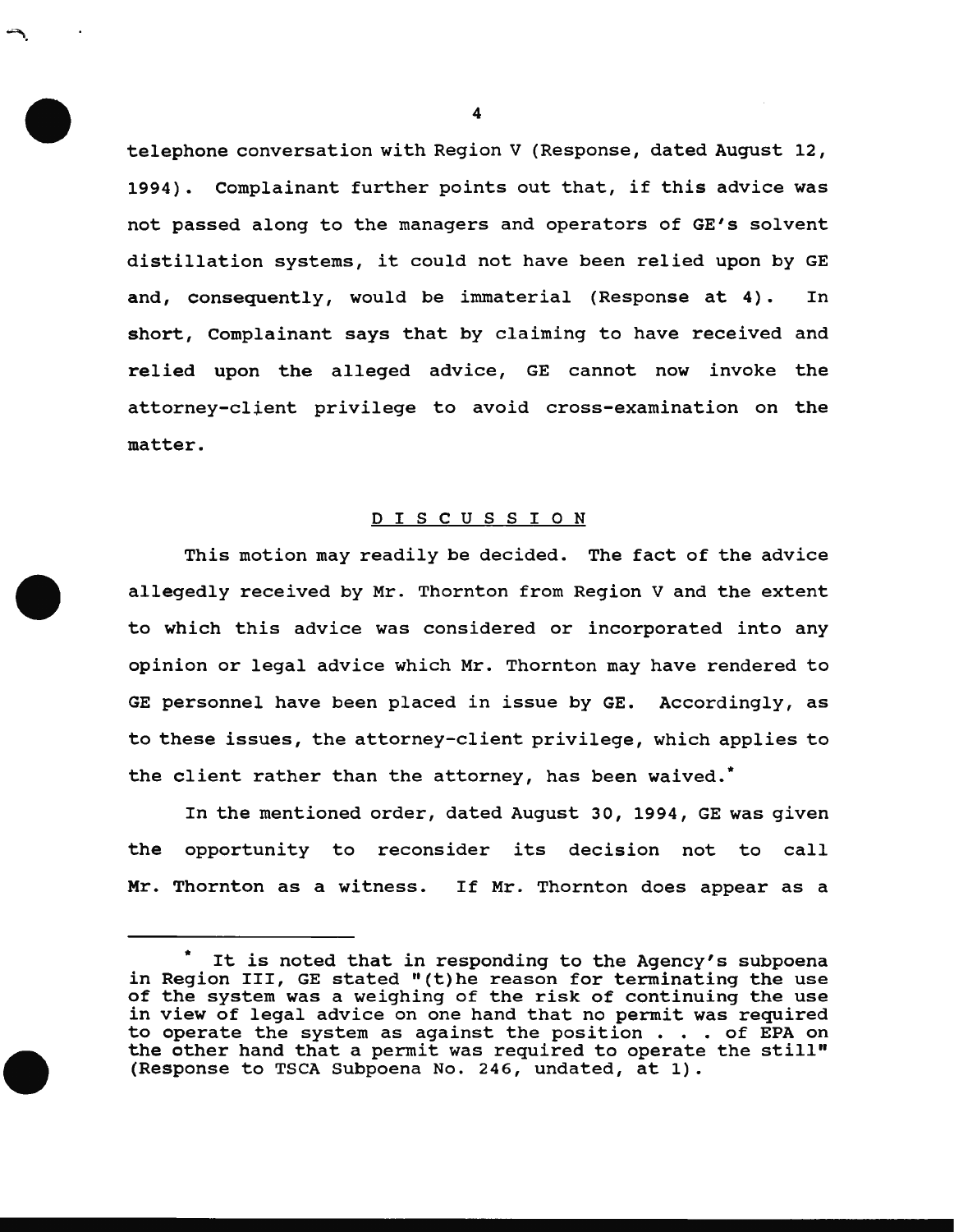telephone conversation with Region V (Response, dated August 12, 1994). Complainant further points out that, if this advice was not passed along to the managers and operators of GE's solvent distillation systems, it could not have been relied upon by GE and, consequently, would be immaterial (Response at 4). In short, Complainant says that by claiming to have received and relied upon the alleged advice, GE cannot now invoke the attorney-client privilege to avoid cross-examination on the matter.

## DISCUSSION

This motion may readily be decided. The fact of the advice allegedly received by Mr. Thornton from Region V and the extent to which this advice was considered or incorporated into any opinion or legal advice which Mr. Thornton may have rendered to GE personnel have been placed in issue by GE. Accordingly, as to these issues, the attorney-client privilege, which applies to the client rather than the attorney, has been waived.*

In the mentioned order, dated August 30, 1994, GE was given the opportunity to reconsider its decision not to call Mr. Thornton as a witness. If Mr. Thornton does appear as a

---

* It is noted that in responding to the Agency's subpoena in Region III, GE stated "(t)he reason for terminating the use of the system was a weighing of the risk of continuing the use in view of legal advice on one hand that no permit was required to operate the system as against the position . . . of EPA on the other hand that a permit was required to operate the still" (Response to TSCA Subpoena No. 246, undated, at 1).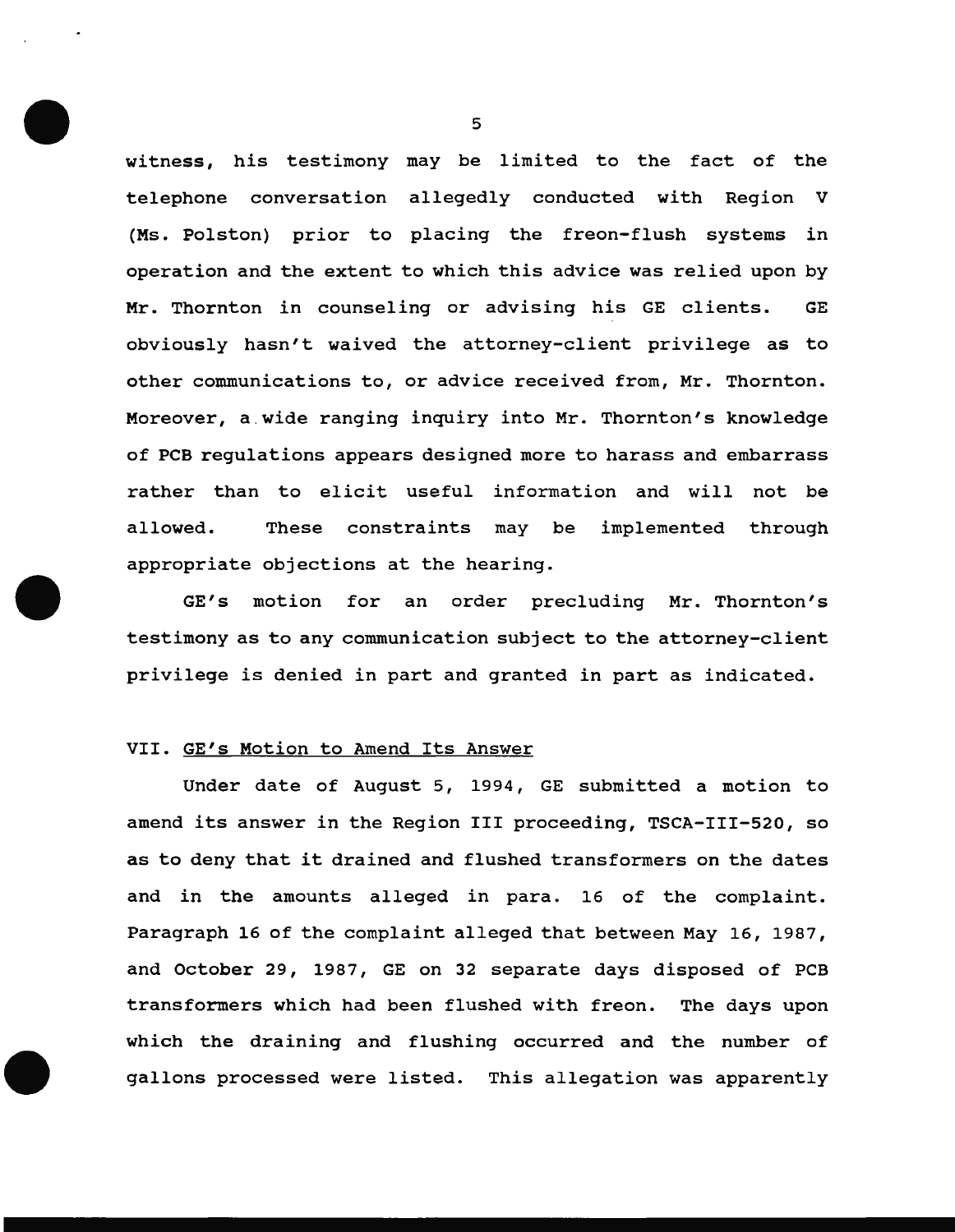witness, his testimony may be limited to the fact of the telephone conversation allegedly conducted with Region V (Ms. Polston) prior to placing the freon-flush systems in operation and the extent to which this advice was relied upon by Mr. Thornton in counseling or advising his GE clients. GE obviously hasn't waived the attorney-client privilege as to other communications to, or advice received from, Mr. Thornton. Moreover, a wide ranging inquiry into Mr. Thornton's knowledge of PCB regulations appears designed more to harass and embarrass rather than to elicit useful information and will not be allowed. These constraints may be implemented through appropriate objections at the hearing.

GE's motion for an order precluding Mr. Thornton's testimony as to any communication subject to the attorney-client privilege is denied in part and granted in part as indicated.

### VII. GE's Motion to Amend Its Answer

Under date of August 5, 1994, GE submitted a motion to amend its answer in the Region III proceeding, TSCA-III-520, so as to deny that it drained and flushed transformers on the dates and in the amounts alleged in para. 16 of the complaint. Paragraph 16 of the complaint alleged that between May 16, 1987, and October 29, 1987, GE on 32 separate days disposed of PCB transformers which had been flushed with freon. The days upon which the draining and flushing occurred and the number of gallons processed were listed. This allegation was apparently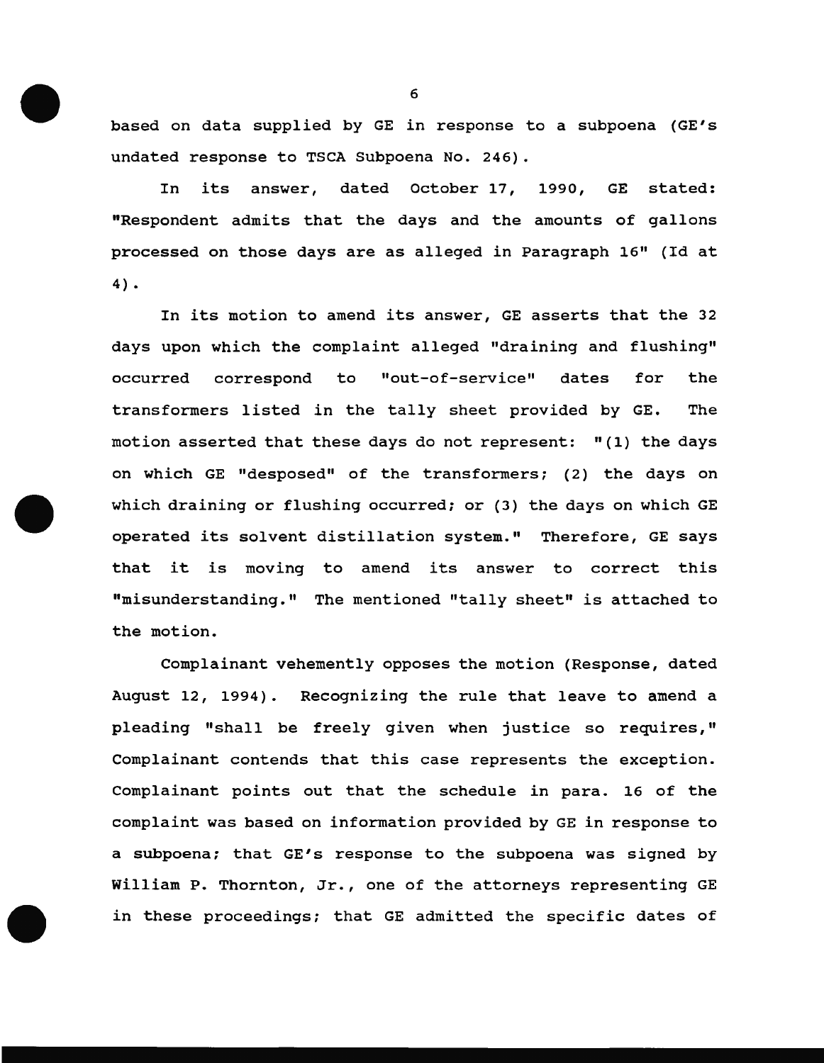based on data supplied by GE in response to a subpoena (GE's undated response to TSCA Subpoena No. 246).

In its answer, dated October 17, 1990, GE stated: "Respondent admits that the days and the amounts of gallons processed on those days are as alleged in Paragraph 16" (Id at 4).

In its motion to amend its answer, GE asserts that the 32 days upon which the complaint alleged "draining and flushing" occurred correspond to "out-of-service" dates for the transformers listed in the tally sheet provided by GE. The motion asserted that these days do not represent: "(1) the days on which GE "desposed" of the transformers; (2) the days on which draining or flushing occurred; or (3) the days on which GE operated its solvent distillation system." Therefore, GE says that it is moving to amend its answer to correct this "misunderstanding." The mentioned "tally sheet" is attached to the motion.

Complainant vehemently opposes the motion (Response, dated August 12, 1994). Recognizing the rule that leave to amend a pleading "shall be freely given when justice so requires," Complainant contends that this case represents the exception. Complainant points out that the schedule in para. 16 of the complaint was based on information provided by GE in response to a subpoena; that GE's response to the subpoena was signed by William P. Thornton, Jr., one of the attorneys representing GE in these proceedings; that GE admitted the specific dates of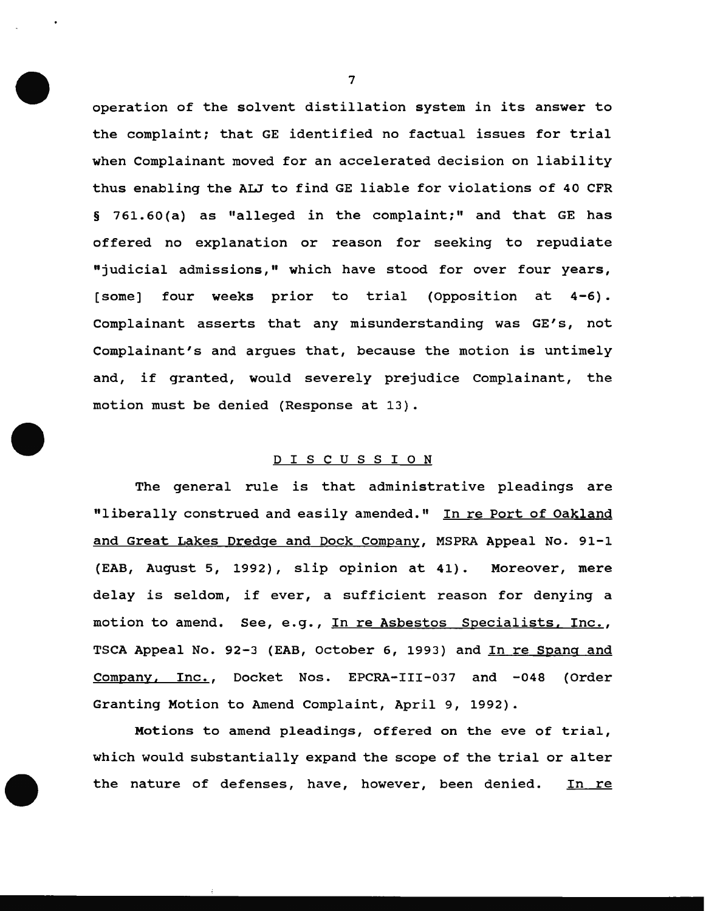operation of the solvent distillation system in its answer to the complaint; that GE identified no factual issues for trial when Complainant moved for an accelerated decision on liability thus enabling the ALJ to find GE liable for violations of 40 CFR § 761.60(a) as "alleged in the complaint;" and that GE has offered no explanation or reason for seeking to repudiate "judicial admissions," which have stood for over four years, [some] four weeks prior to trial (Opposition at 4-6). Complainant asserts that any misunderstanding was GE's, not Complainant's and argues that, because the motion is untimely and, if granted, would severely prejudice Complainant, the motion must be denied (Response at 13).

## D I S C U S S I O N

The general rule is that administrative pleadings are "liberally construed and easily amended." In re Port of Oakland and Great Lakes Dredge and Dock Company, MSPRA Appeal No. 91-1 (EAB, August 5, 1992), slip opinion at 41). Moreover, mere delay is seldom, if ever, a sufficient reason for denying a motion to amend. See, e.g., In re Asbestos Specialists, Inc., TSCA Appeal No. 92-3 (EAB, October 6, 1993) and In re Spang and Company, Inc., Docket Nos. EPCRA-III-037 and -048 (Order Granting Motion to Amend Complaint, April 9, 1992).

Motions to amend pleadings, offered on the eve of trial, which would substantially expand the scope of the trial or alter the nature of defenses, have, however, been denied. In re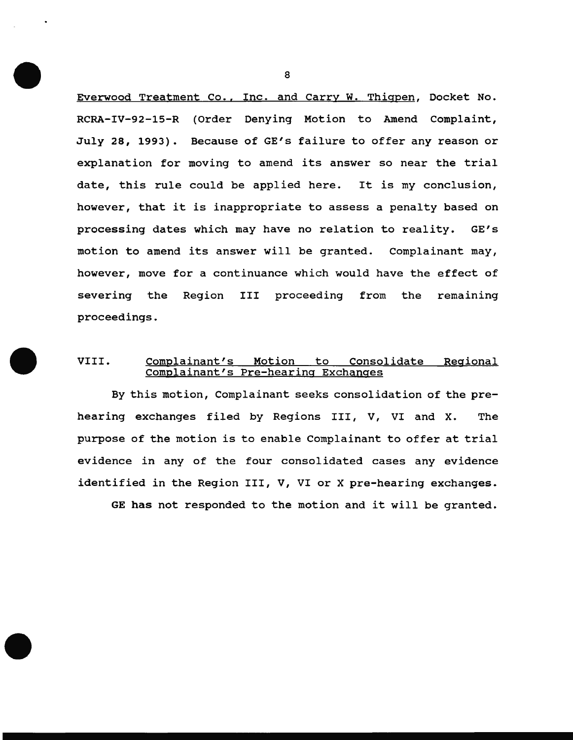Everwood Treatment Co., Inc. and Carry W. Thigpen, Docket No. RCRA-IV-92-15-R (Order Denying Motion to Amend Complaint, July 28, 1993). Because of GE's failure to offer any reason or explanation for moving to amend its answer so near the trial date, this rule could be applied here. It is my conclusion, however, that it is inappropriate to assess a penalty based on processing dates which may have no relation to reality. GE's motion to amend its answer will be granted. Complainant may, however, move for a continuance which would have the effect of severing the Region III proceeding from the remaining proceedings.

## VIII. Complainant's Motion to Consolidate Regional Complainant's Pre-hearing Exchanges

By this motion, Complainant seeks consolidation of the pre-hearing exchanges filed by Regions III, V, VI and X. The purpose of the motion is to enable Complainant to offer at trial evidence in any of the four consolidated cases any evidence identified in the Region III, V, VI or X pre-hearing exchanges.

GE has not responded to the motion and it will be granted.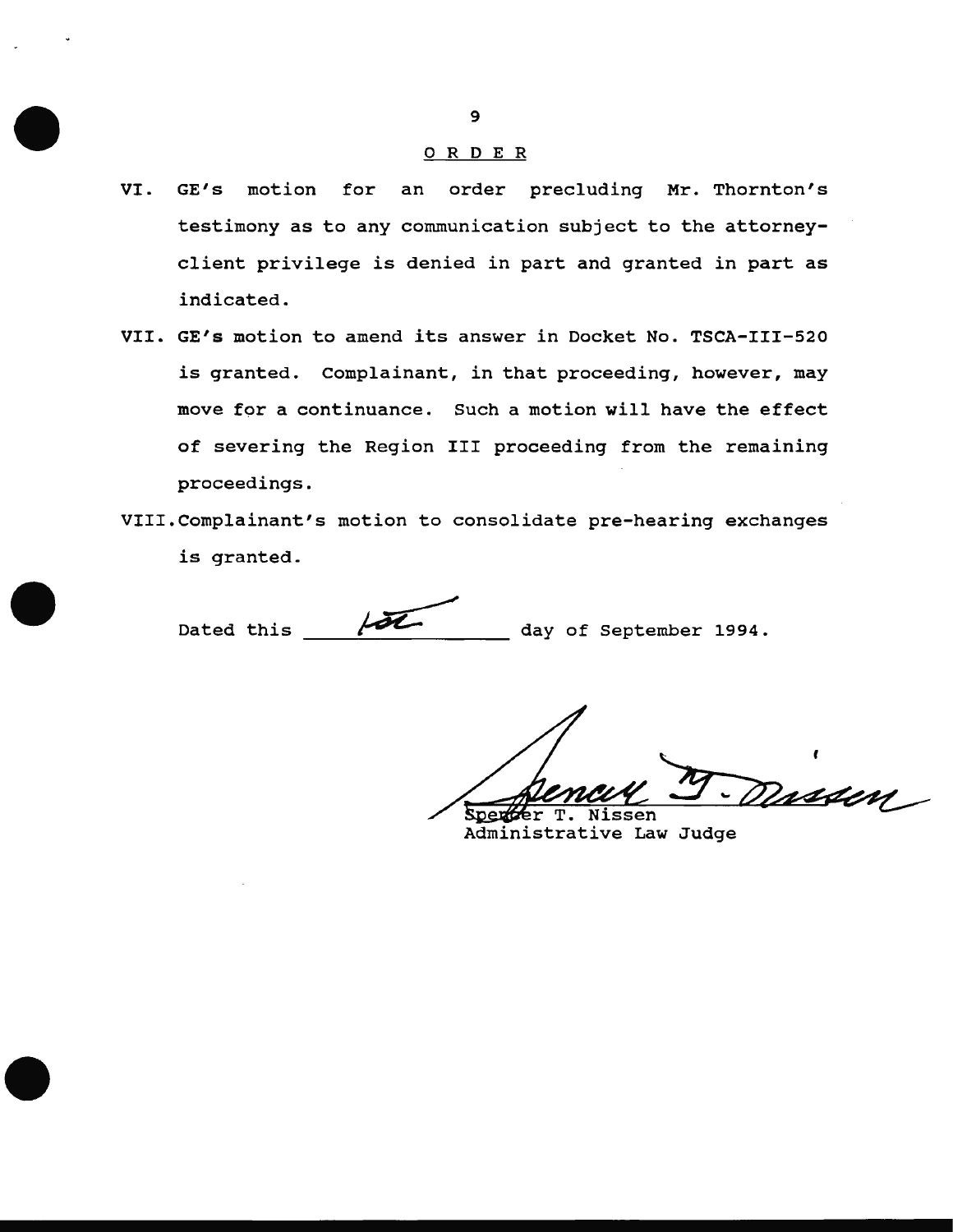## O R D E R

VI. GE's motion for an order precluding Mr. Thornton's testimony as to any communication subject to the attorney-client privilege is denied in part and granted in part as indicated.

VII. GE's motion to amend its answer in Docket No. TSCA-III-520 is granted. Complainant, in that proceeding, however, may move for a continuance. Such a motion will have the effect of severing the Region III proceeding from the remaining proceedings.

VIII. Complainant's motion to consolidate pre-hearing exchanges is granted.

Dated this 1st day of September 1994.

Spencer T. Nissen
Administrative Law Judge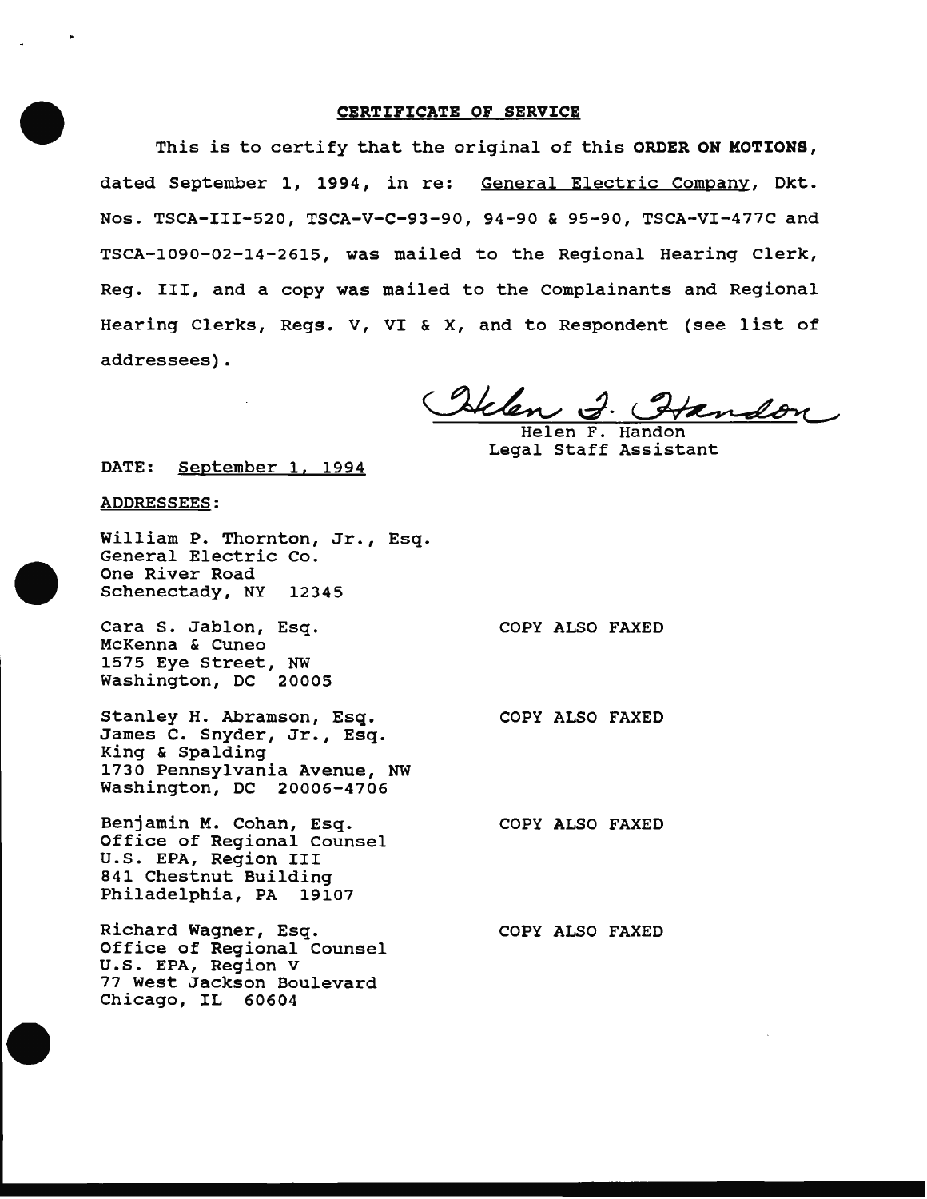## CERTIFICATE OF SERVICE

This is to certify that the original of this **ORDER ON MOTIONS**, dated September 1, 1994, in re: General Electric Company, Dkt. Nos. TSCA-III-520, TSCA-V-C-93-90, 94-90 & 95-90, TSCA-VI-477C and TSCA-1090-02-14-2615, was mailed to the Regional Hearing Clerk, Reg. III, and a copy was mailed to the Complainants and Regional Hearing Clerks, Regs. V, VI & X, and to Respondent (see list of addressees).

Helen F. Handon
Legal Staff Assistant

DATE: September 1, 1994

ADDRESSEES:

William P. Thornton, Jr., Esq.
General Electric Co.
One River Road
Schenectady, NY 12345

Cara S. Jablon, Esq. — COPY ALSO FAXED
McKenna & Cuneo
1575 Eye Street, NW
Washington, DC 20005

Stanley H. Abramson, Esq. — COPY ALSO FAXED
James C. Snyder, Jr., Esq.
King & Spalding
1730 Pennsylvania Avenue, NW
Washington, DC 20006-4706

Benjamin M. Cohan, Esq. — COPY ALSO FAXED
Office of Regional Counsel
U.S. EPA, Region III
841 Chestnut Building
Philadelphia, PA 19107

Richard Wagner, Esq. — COPY ALSO FAXED
Office of Regional Counsel
U.S. EPA, Region V
77 West Jackson Boulevard
Chicago, IL 60604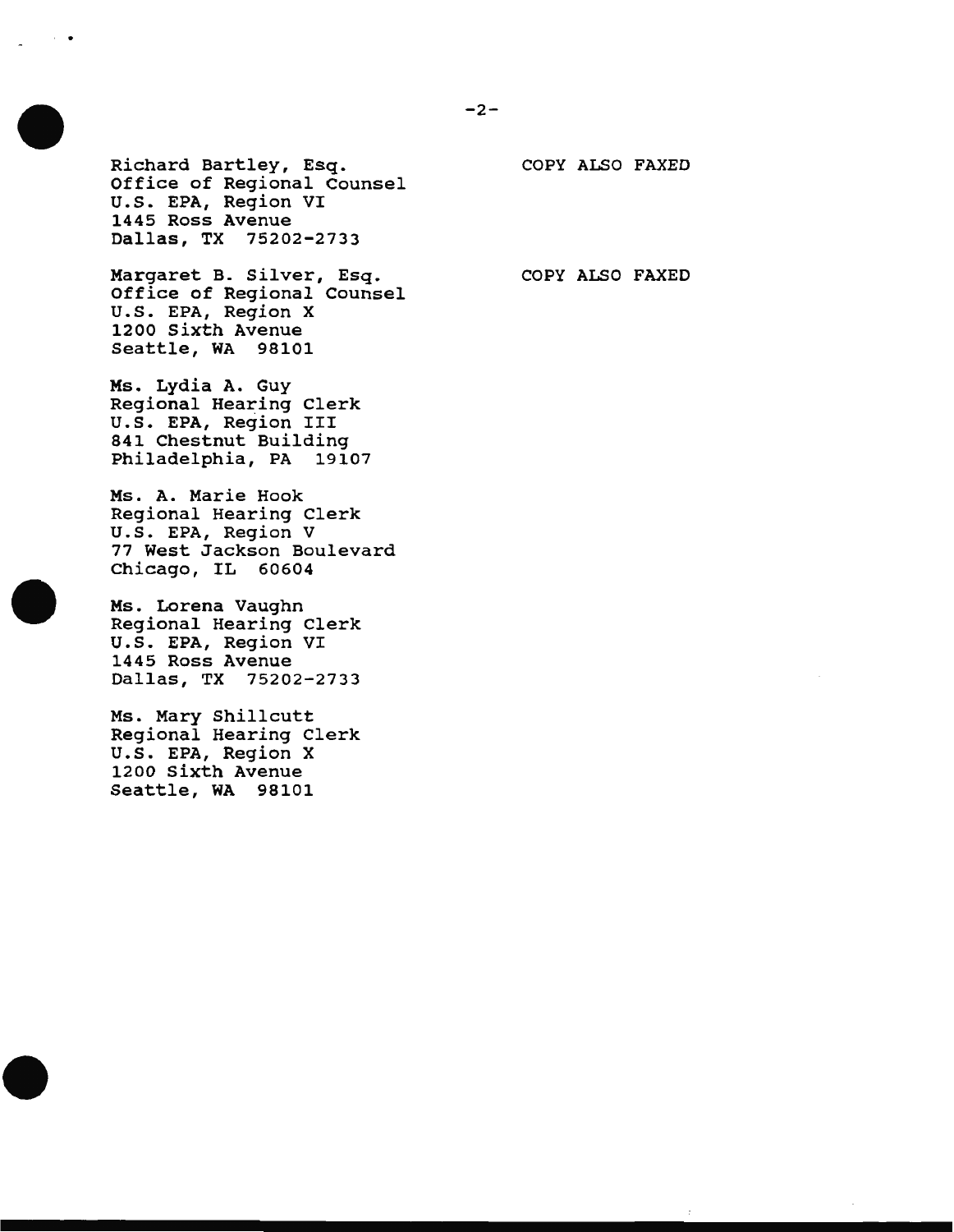Richard Bartley, Esq.
Office of Regional Counsel
U.S. EPA, Region VI
1445 Ross Avenue
Dallas, TX 75202-2733

COPY ALSO FAXED

Margaret B. Silver, Esq.
Office of Regional Counsel
U.S. EPA, Region X
1200 Sixth Avenue
Seattle, WA 98101

COPY ALSO FAXED

Ms. Lydia A. Guy
Regional Hearing Clerk
U.S. EPA, Region III
841 Chestnut Building
Philadelphia, PA 19107

Ms. A. Marie Hook
Regional Hearing Clerk
U.S. EPA, Region V
77 West Jackson Boulevard
Chicago, IL 60604

Ms. Lorena Vaughn
Regional Hearing Clerk
U.S. EPA, Region VI
1445 Ross Avenue
Dallas, TX 75202-2733

Ms. Mary Shillcutt
Regional Hearing Clerk
U.S. EPA, Region X
1200 Sixth Avenue
Seattle, WA 98101